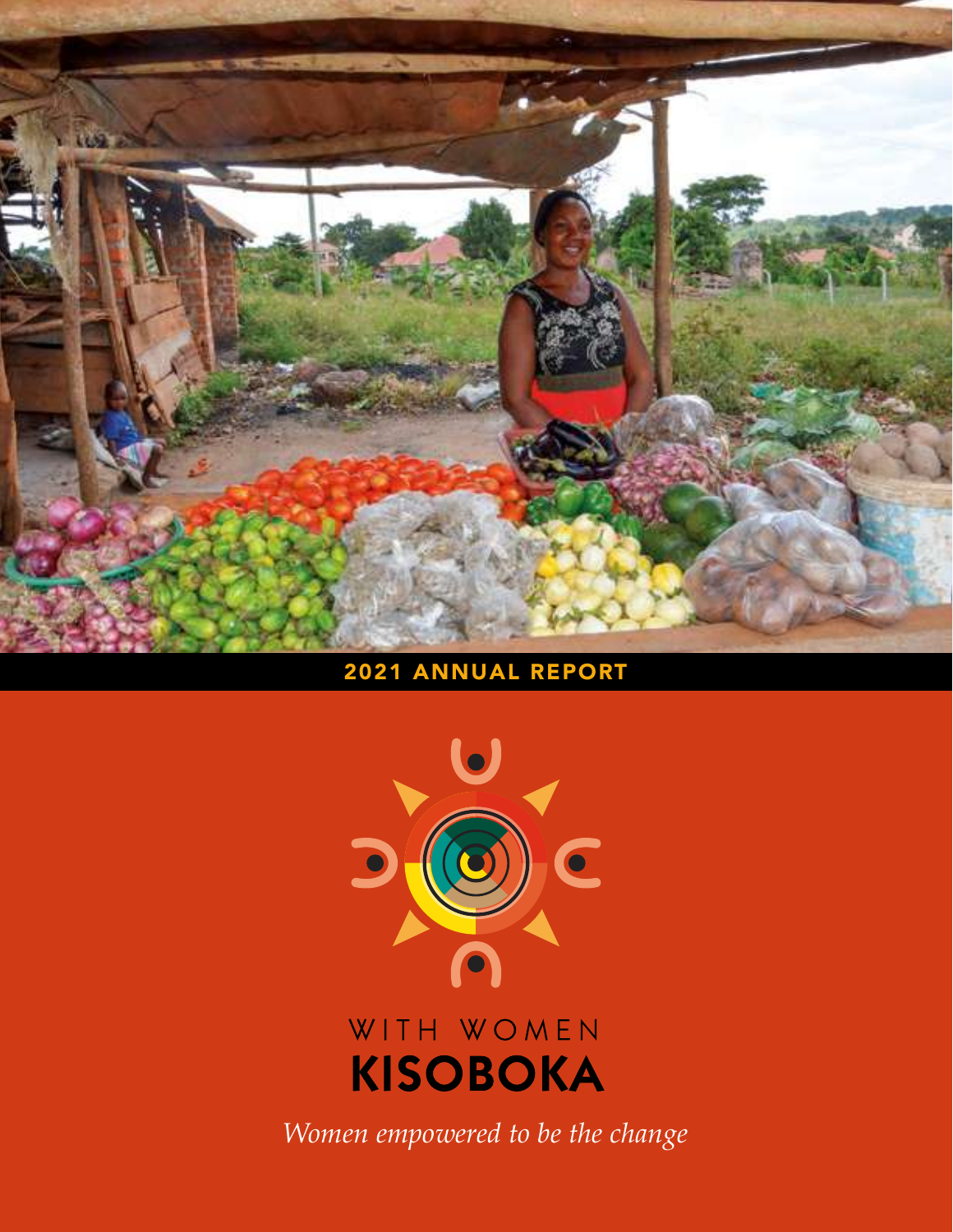2021 ANNUAL REPORT

WITH WOMEN

# KISOBOKA

*Women empowered to be the change*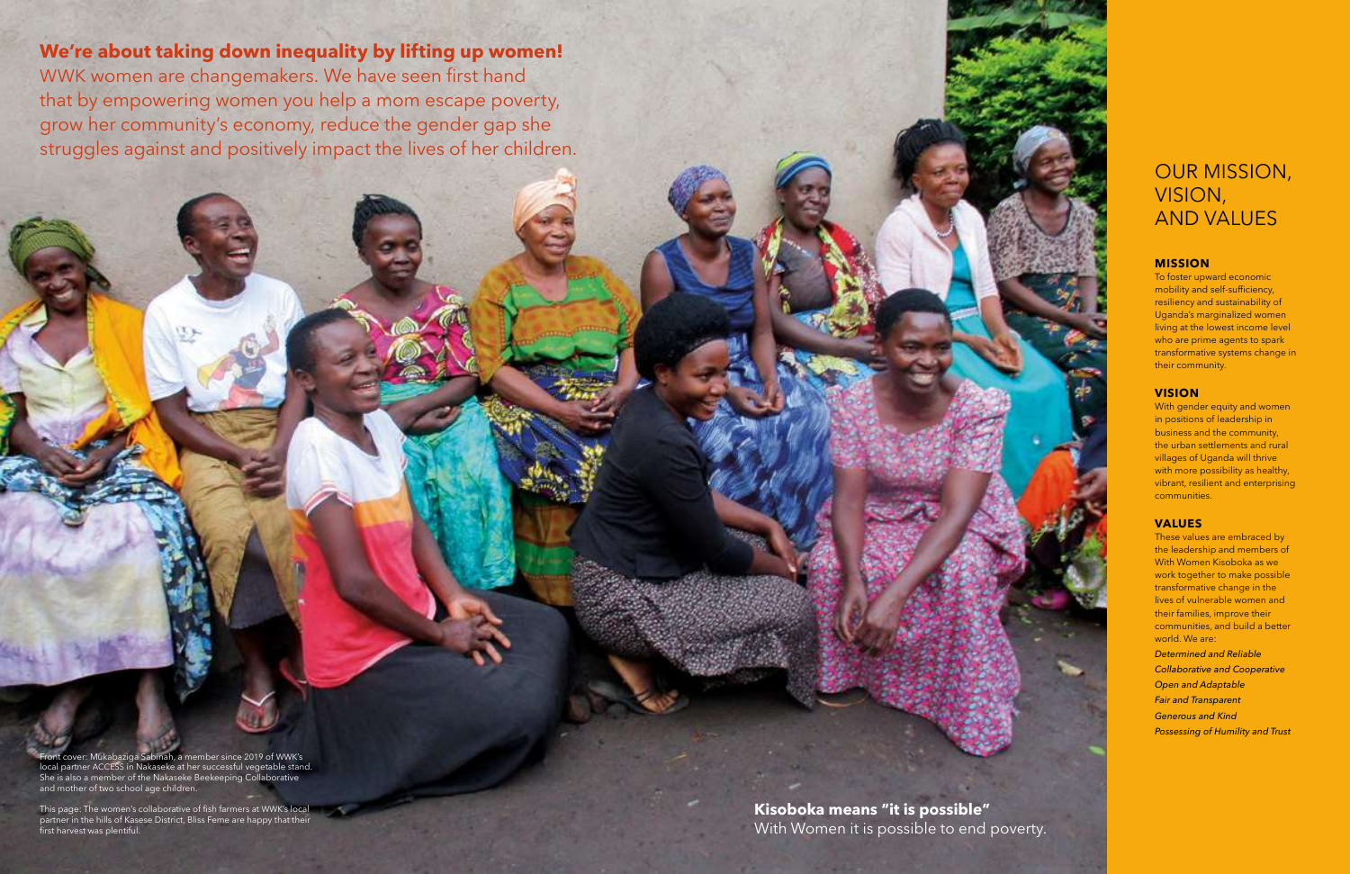**We're about taking down inequality by lifting up women!**

WWK women are changemakers. We have seen first hand that by empowering women you help a mom escape poverty, grow her community's economy, reduce the gender gap she struggles against and positively impact the lives of her children.

Front cover: Mukabaziga Sabinah, a member since 2019 of WWK's local partner ACCESS in Nakaseke at her successful vegetable stand. She is also a member of the Nakaseke Beekeeping Collaborative and mother of two school age children.

This page: The women's collaborative of fish farmers at WWK's local partner in the hills of Kasese District, Bliss Feme are happy that their first harvest was plentiful.

**Kisoboka means "it is possible"**
With Women it is possible to end poverty.

# OUR MISSION, VISION, AND VALUES

## MISSION

To foster upward economic mobility and self-sufficiency, resiliency and sustainability of Uganda's marginalized women living at the lowest income level who are prime agents to spark transformative systems change in their community.

## VISION

With gender equity and women in positions of leadership in business and the community, the urban settlements and rural villages of Uganda will thrive with more possibility as healthy, vibrant, resilient and enterprising communities.

## VALUES

These values are embraced by the leadership and members of With Women Kisoboka as we work together to make possible transformative change in the lives of vulnerable women and their families, improve their communities, and build a better world. We are:

*Determined and Reliable*

*Collaborative and Cooperative*

*Open and Adaptable*

*Fair and Transparent*

*Generous and Kind*

*Possessing of Humility and Trust*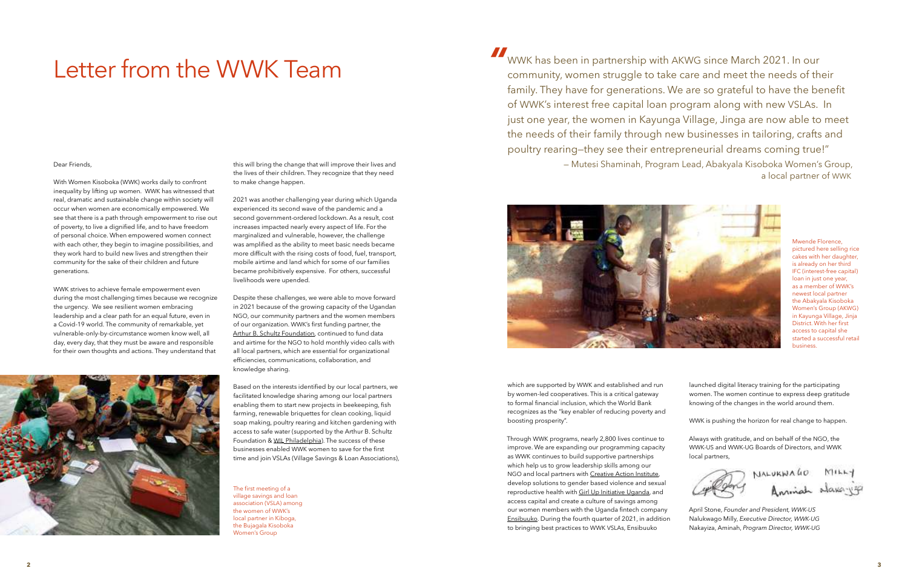# Letter from the WWK Team

Dear Friends,

With Women Kisoboka (WWK) works daily to confront inequality by lifting up women. WWK has witnessed that real, dramatic and sustainable change within society will occur when women are economically empowered. We see that there is a path through empowerment to rise out of poverty, to live a dignified life, and to have freedom of personal choice. When empowered women connect with each other, they begin to imagine possibilities, and they work hard to build new lives and strengthen their community for the sake of their children and future generations.

WWK strives to achieve female empowerment even during the most challenging times because we recognize the urgency. We see resilient women embracing leadership and a clear path for an equal future, even in a Covid-19 world. The community of remarkable, yet vulnerable-only-by-circumstance women know well, all day, every day, that they must be aware and responsible for their own thoughts and actions. They understand that this will bring the change that will improve their lives and the lives of their children. They recognize that they need to make change happen.

The first meeting of a village savings and loan association (VSLA) among the women of WWK's local partner in Kiboga, the Bujagala Kisoboka Women's Group

2021 was another challenging year during which Uganda experienced its second wave of the pandemic and a second government-ordered lockdown. As a result, cost increases impacted nearly every aspect of life. For the marginalized and vulnerable, however, the challenge was amplified as the ability to meet basic needs became more difficult with the rising costs of food, fuel, transport, mobile airtime and land which for some of our families became prohibitively expensive. For others, successful livelihoods were upended.

Despite these challenges, we were able to move forward in 2021 because of the growing capacity of the Ugandan NGO, our community partners and the women members of our organization. WWK's first funding partner, the Arthur B. Schultz Foundation, continued to fund data and airtime for the NGO to hold monthly video calls with all local partners, which are essential for organizational efficiencies, communications, collaboration, and knowledge sharing.

Based on the interests identified by our local partners, we facilitated knowledge sharing among our local partners enabling them to start new projects in beekeeping, fish farming, renewable briquettes for clean cooking, liquid soap making, poultry rearing and kitchen gardening with access to safe water (supported by the Arthur B. Schultz Foundation & WIL Philadelphia). The success of these businesses enabled WWK women to save for the first time and join VSLAs (Village Savings & Loan Associations), which are supported by WWK and established and run by women-led cooperatives. This is a critical gateway to formal financial inclusion, which the World Bank recognizes as the "key enabler of reducing poverty and boosting prosperity".

Through WWK programs, nearly 2,800 lives continue to improve. We are expanding our programming capacity as WWK continues to build supportive partnerships which help us to grow leadership skills among our NGO and local partners with Creative Action Institute, develop solutions to gender based violence and sexual reproductive health with Girl Up Initiative Uganda, and access capital and create a culture of savings among our women members with the Uganda fintech company Ensibuuko. During the fourth quarter of 2021, in addition to bringing best practices to WWK VSLAs, Ensibuuko launched digital literacy training for the participating women. The women continue to express deep gratitude knowing of the changes in the world around them.

WWK is pushing the horizon for real change to happen.

Always with gratitude, and on behalf of the NGO, the WWK-US and WWK-UG Boards of Directors, and WWK local partners,

April Stone, *Founder and President, WWK-US*
Nalukwago Milly, *Executive Director, WWK-UG*
Nakayiza, Aminah, *Program Director, WWK-UG*

> "WWK has been in partnership with AKWG since March 2021. In our community, women struggle to take care and meet the needs of their family. They have for generations. We are so grateful to have the benefit of WWK's interest free capital loan program along with new VSLAs. In just one year, the women in Kayunga Village, Jinga are now able to meet the needs of their family through new businesses in tailoring, crafts and poultry rearing—they see their entrepreneurial dreams coming true!"
>
> — Mutesi Shaminah, Program Lead, Abakyala Kisoboka Women's Group, a local partner of WWK

Mwende Florence, pictured here selling rice cakes with her daughter, is already on her third IFC (interest-free capital) loan in just one year, as a member of WWK's newest local partner the Abakyala Kisoboka Women's Group (AKWG) in Kayunga Village, Jinja District. With her first access to capital she started a successful retail business.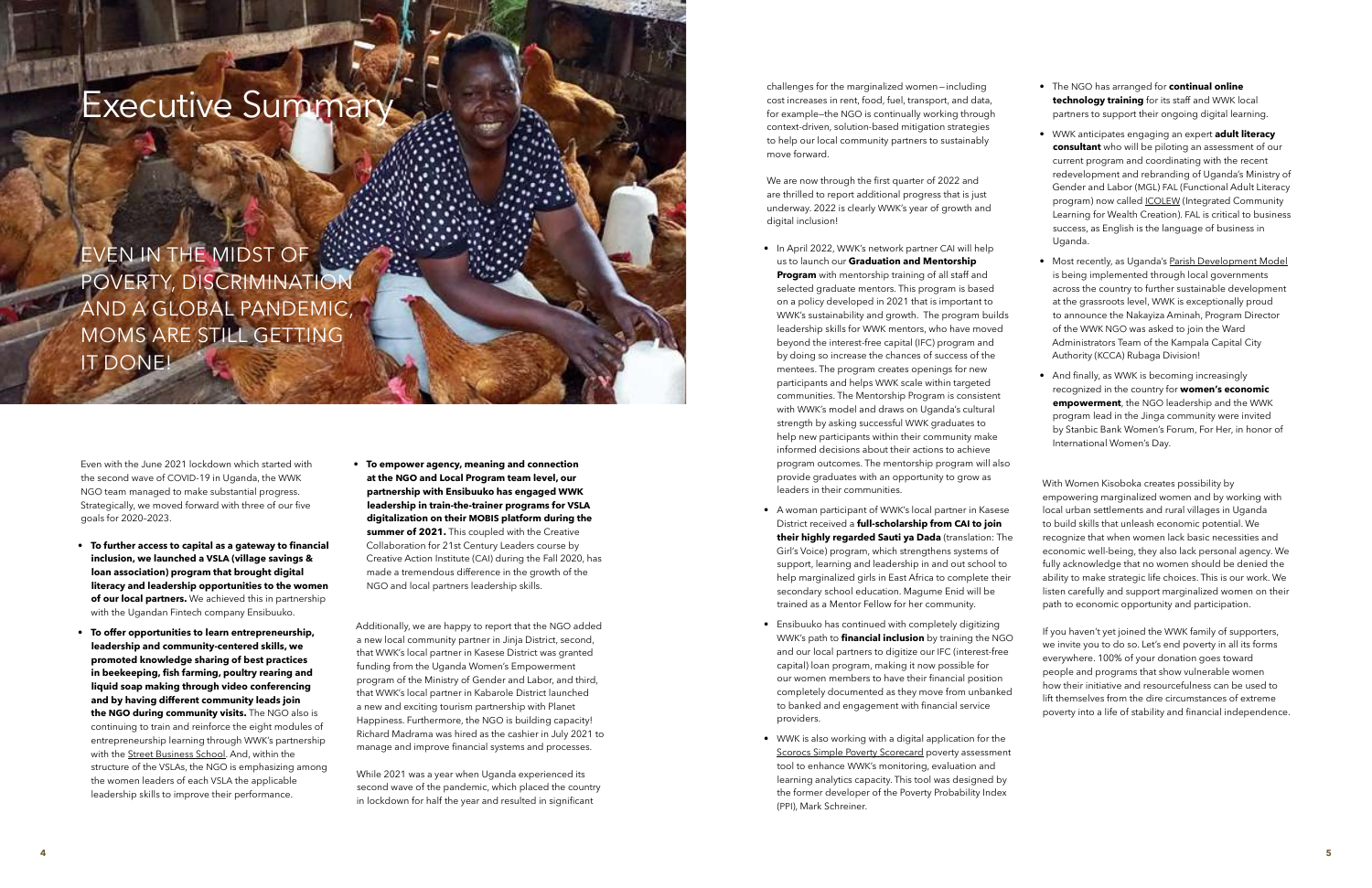# Executive Summary

EVEN IN THE MIDST OF POVERTY, DISCRIMINATION AND A GLOBAL PANDEMIC, MOMS ARE STILL GETTING IT DONE!

Even with the June 2021 lockdown which started with the second wave of COVID-19 in Uganda, the WWK NGO team managed to make substantial progress. Strategically, we moved forward with three of our five goals for 2020–2023.

- **To further access to capital as a gateway to financial inclusion, we launched a VSLA (village savings & loan association) program that brought digital literacy and leadership opportunities to the women of our local partners.** We achieved this in partnership with the Ugandan Fintech company Ensibuuko.
- **To offer opportunities to learn entrepreneurship, leadership and community-centered skills, we promoted knowledge sharing of best practices in beekeeping, fish farming, poultry rearing and liquid soap making through video conferencing and by having different community leads join the NGO during community visits.** The NGO also is continuing to train and reinforce the eight modules of entrepreneurship learning through WWK's partnership with the Street Business School. And, within the structure of the VSLAs, the NGO is emphasizing among the women leaders of each VSLA the applicable leadership skills to improve their performance.
- **To empower agency, meaning and connection at the NGO and Local Program team level, our partnership with Ensibuuko has engaged WWK leadership in train-the-trainer programs for VSLA digitalization on their MOBIS platform during the summer of 2021.** This coupled with the Creative Collaboration for 21st Century Leaders course by Creative Action Institute (CAI) during the Fall 2020, has made a tremendous difference in the growth of the NGO and local partners leadership skills.

Additionally, we are happy to report that the NGO added a new local community partner in Jinja District, second, that WWK's local partner in Kasese District was granted funding from the Uganda Women's Empowerment program of the Ministry of Gender and Labor, and third, that WWK's local partner in Kabarole District launched a new and exciting tourism partnership with Planet Happiness. Furthermore, the NGO is building capacity! Richard Madrama was hired as the cashier in July 2021 to manage and improve financial systems and processes.

While 2021 was a year when Uganda experienced its second wave of the pandemic, which placed the country in lockdown for half the year and resulted in significant challenges for the marginalized women—including cost increases in rent, food, fuel, transport, and data, for example—the NGO is continually working through context-driven, solution-based mitigation strategies to help our local community partners to sustainably move forward.

We are now through the first quarter of 2022 and are thrilled to report additional progress that is just underway. 2022 is clearly WWK's year of growth and digital inclusion!

- In April 2022, WWK's network partner CAI will help us to launch our **Graduation and Mentorship Program** with mentorship training of all staff and selected graduate mentors. This program is based on a policy developed in 2021 that is important to WWK's sustainability and growth. The program builds leadership skills for WWK mentors, who have moved beyond the interest-free capital (IFC) program and by doing so increase the chances of success of the mentees. The program creates openings for new participants and helps WWK scale within targeted communities. The Mentorship Program is consistent with WWK's model and draws on Uganda's cultural strength by asking successful WWK graduates to help new participants within their community make informed decisions about their actions to achieve program outcomes. The mentorship program will also provide graduates with an opportunity to grow as leaders in their communities.
- A woman participant of WWK's local partner in Kasese District received a **full-scholarship from CAI to join their highly regarded Sauti ya Dada** (translation: The Girl's Voice) program, which strengthens systems of support, learning and leadership in and out school to help marginalized girls in East Africa to complete their secondary school education. Magume Enid will be trained as a Mentor Fellow for her community.
- Ensibuuko has continued with completely digitizing WWK's path to **financial inclusion** by training the NGO and our local partners to digitize our IFC (interest-free capital) loan program, making it now possible for our women members to have their financial position completely documented as they move from unbanked to banked and engagement with financial service providers.
- WWK is also working with a digital application for the Scorocs Simple Poverty Scorecard poverty assessment tool to enhance WWK's monitoring, evaluation and learning analytics capacity. This tool was designed by the former developer of the Poverty Probability Index (PPI), Mark Schreiner.
- The NGO has arranged for **continual online technology training** for its staff and WWK local partners to support their ongoing digital learning.
- WWK anticipates engaging an expert **adult literacy consultant** who will be piloting an assessment of our current program and coordinating with the recent redevelopment and rebranding of Uganda's Ministry of Gender and Labor (MGL) FAL (Functional Adult Literacy program) now called ICOLEW (Integrated Community Learning for Wealth Creation). FAL is critical to business success, as English is the language of business in Uganda.
- Most recently, as Uganda's Parish Development Model is being implemented through local governments across the country to further sustainable development at the grassroots level, WWK is exceptionally proud to announce the Nakayiza Aminah, Program Director of the WWK NGO was asked to join the Ward Administrators Team of the Kampala Capital City Authority (KCCA) Rubaga Division!
- And finally, as WWK is becoming increasingly recognized in the country for **women's economic empowerment**, the NGO leadership and the WWK program lead in the Jinga community were invited by Stanbic Bank Women's Forum, For Her, in honor of International Women's Day.

With Women Kisoboka creates possibility by empowering marginalized women and by working with local urban settlements and rural villages in Uganda to build skills that unleash economic potential. We recognize that when women lack basic necessities and economic well-being, they also lack personal agency. We fully acknowledge that no women should be denied the ability to make strategic life choices. This is our work. We listen carefully and support marginalized women on their path to economic opportunity and participation.

If you haven't yet joined the WWK family of supporters, we invite you to do so. Let's end poverty in all its forms everywhere. 100% of your donation goes toward people and programs that show vulnerable women how their initiative and resourcefulness can be used to lift themselves from the dire circumstances of extreme poverty into a life of stability and financial independence.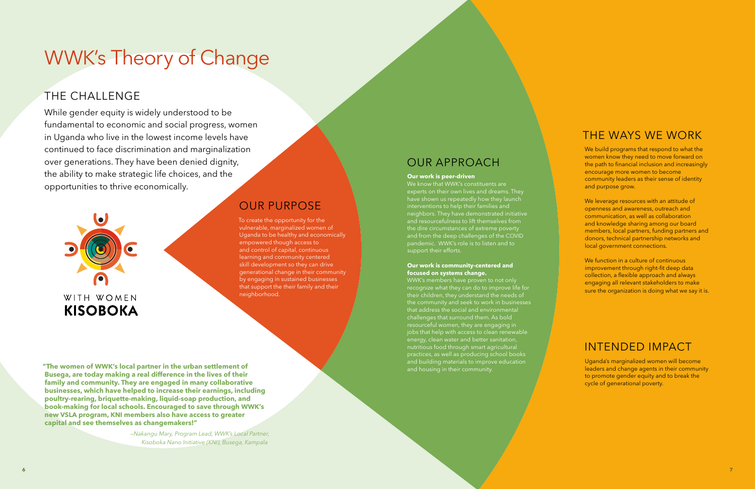# WWK's Theory of Change

## THE CHALLENGE

While gender equity is widely understood to be fundamental to economic and social progress, women in Uganda who live in the lowest income levels have continued to face discrimination and marginalization over generations. They have been denied dignity, the ability to make strategic life choices, and the opportunities to thrive economically.

WITH WOMEN
**KISOBOKA**

**"The women of WWK's local partner in the urban settlement of Busega, are today making a real difference in the lives of their family and community. They are engaged in many collaborative businesses, which have helped to increase their earnings, including poultry-rearing, briquette-making, liquid-soap production, and book-making for local schools. Encouraged to save through WWK's new VSLA program, KNI members also have access to greater capital and see themselves as changemakers!"**

*—Nakangu Mary, Program Lead, WWK's Local Partner, Kisoboka Nano Initiative (KNI), Busega, Kampala*

## OUR PURPOSE

To create the opportunity for the vulnerable, marginalized women of Uganda to be healthy and economically empowered though access to and control of capital, continuous learning and community centered skill development so they can drive generational change in their community by engaging in sustained businesses that support the their family and their neighborhood.

## OUR APPROACH

**Our work is peer-driven**

We know that WWK's constituents are experts on their own lives and dreams. They have shown us repeatedly how they launch interventions to help their families and neighbors. They have demonstrated initiative and resourcefulness to lift themselves from the dire circumstances of extreme poverty and from the deep challenges of the COVID pandemic. WWK's role is to listen and to support their efforts.

**Our work is community-centered and focused on systems change.**

WWK's members have proven to not only recognize what they can do to improve life for their children, they understand the needs of the community and seek to work in businesses that address the social and environmental challenges that surround them. As bold resourceful women, they are engaging in jobs that help with access to clean renewable energy, clean water and better sanitation, nutritious food through smart agricultural practices, as well as producing school books and building materials to improve education and housing in their community.

## THE WAYS WE WORK

We build programs that respond to what the women know they need to move forward on the path to financial inclusion and increasingly encourage more women to become community leaders as their sense of identity and purpose grow.

We leverage resources with an attitude of openness and awareness, outreach and communication, as well as collaboration and knowledge sharing among our board members, local partners, funding partners and donors, technical partnership networks and local government connections.

We function in a culture of continuous improvement through right-fit deep data collection, a flexible approach and always engaging all relevant stakeholders to make sure the organization is doing what we say it is.

## INTENDED IMPACT

Uganda's marginalized women will become leaders and change agents in their community to promote gender equity and to break the cycle of generational poverty.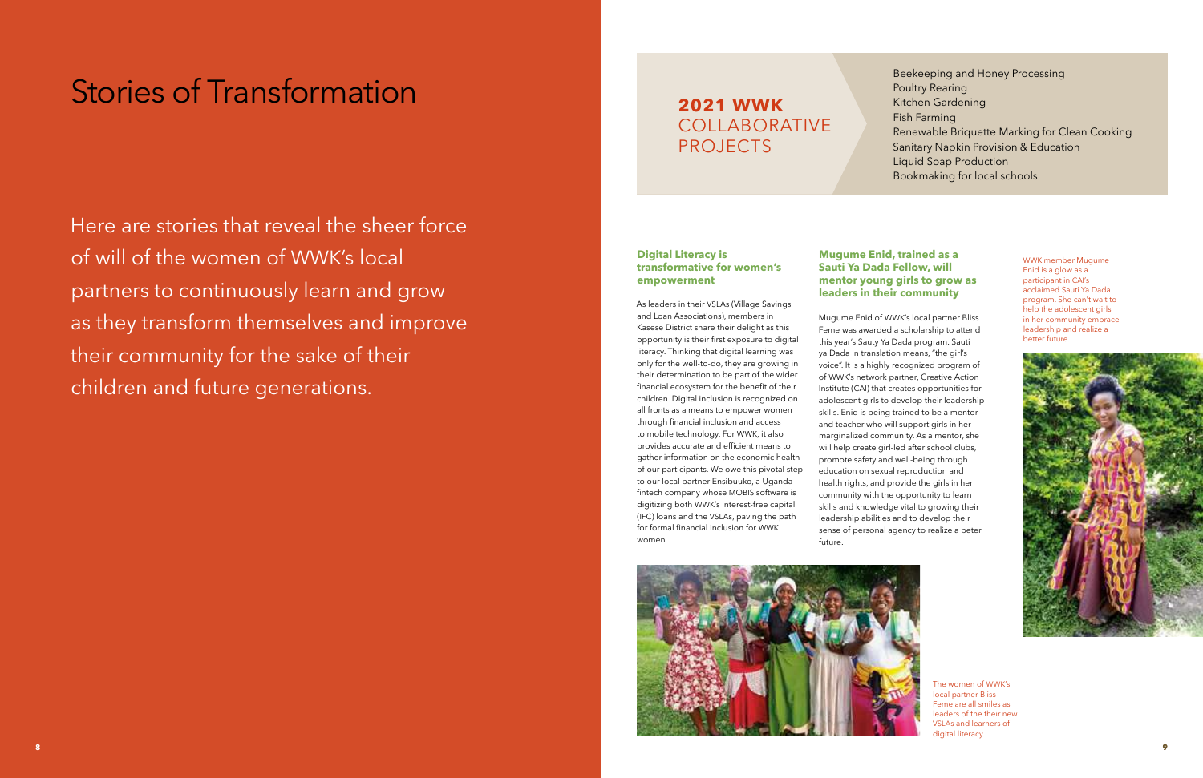# Stories of Transformation

Here are stories that reveal the sheer force of will of the women of WWK's local partners to continuously learn and grow as they transform themselves and improve their community for the sake of their children and future generations.

## 2021 WWK COLLABORATIVE PROJECTS

- Beekeeping and Honey Processing
- Poultry Rearing
- Kitchen Gardening
- Fish Farming
- Renewable Briquette Marking for Clean Cooking
- Sanitary Napkin Provision & Education
- Liquid Soap Production
- Bookmaking for local schools

### Digital Literacy is transformative for women's empowerment

As leaders in their VSLAs (Village Savings and Loan Associations), members in Kasese District share their delight as this opportunity is their first exposure to digital literacy. Thinking that digital learning was only for the well-to-do, they are growing in their determination to be part of the wider financial ecosystem for the benefit of their children. Digital inclusion is recognized on all fronts as a means to empower women through financial inclusion and access to mobile technology. For WWK, it also provides accurate and efficient means to gather information on the economic health of our participants. We owe this pivotal step to our local partner Ensibuuko, a Uganda fintech company whose MOBIS software is digitizing both WWK's interest-free capital (IFC) loans and the VSLAs, paving the path for formal financial inclusion for WWK women.

### Mugume Enid, trained as a Sauti Ya Dada Fellow, will mentor young girls to grow as leaders in their community

Mugume Enid of WWK's local partner Bliss Feme was awarded a scholarship to attend this year's Sauty Ya Dada program. Sauti ya Dada in translation means, "the girl's voice". It is a highly recognized program of of WWK's network partner, Creative Action Institute (CAI) that creates opportunities for adolescent girls to develop their leadership skills. Enid is being trained to be a mentor and teacher who will support girls in her marginalized community. As a mentor, she will help create girl-led after school clubs, promote safety and well-being through education on sexual reproduction and health rights, and provide the girls in her community with the opportunity to learn skills and knowledge vital to growing their leadership abilities and to develop their sense of personal agency to realize a beter future.

WWK member Mugume Enid is a glow as a participant in CAI's acclaimed Sauti Ya Dada program. She can't wait to help the adolescent girls in her community embrace leadership and realize a better future.

The women of WWK's local partner Bliss Feme are all smiles as leaders of the their new VSLAs and learners of digital literacy.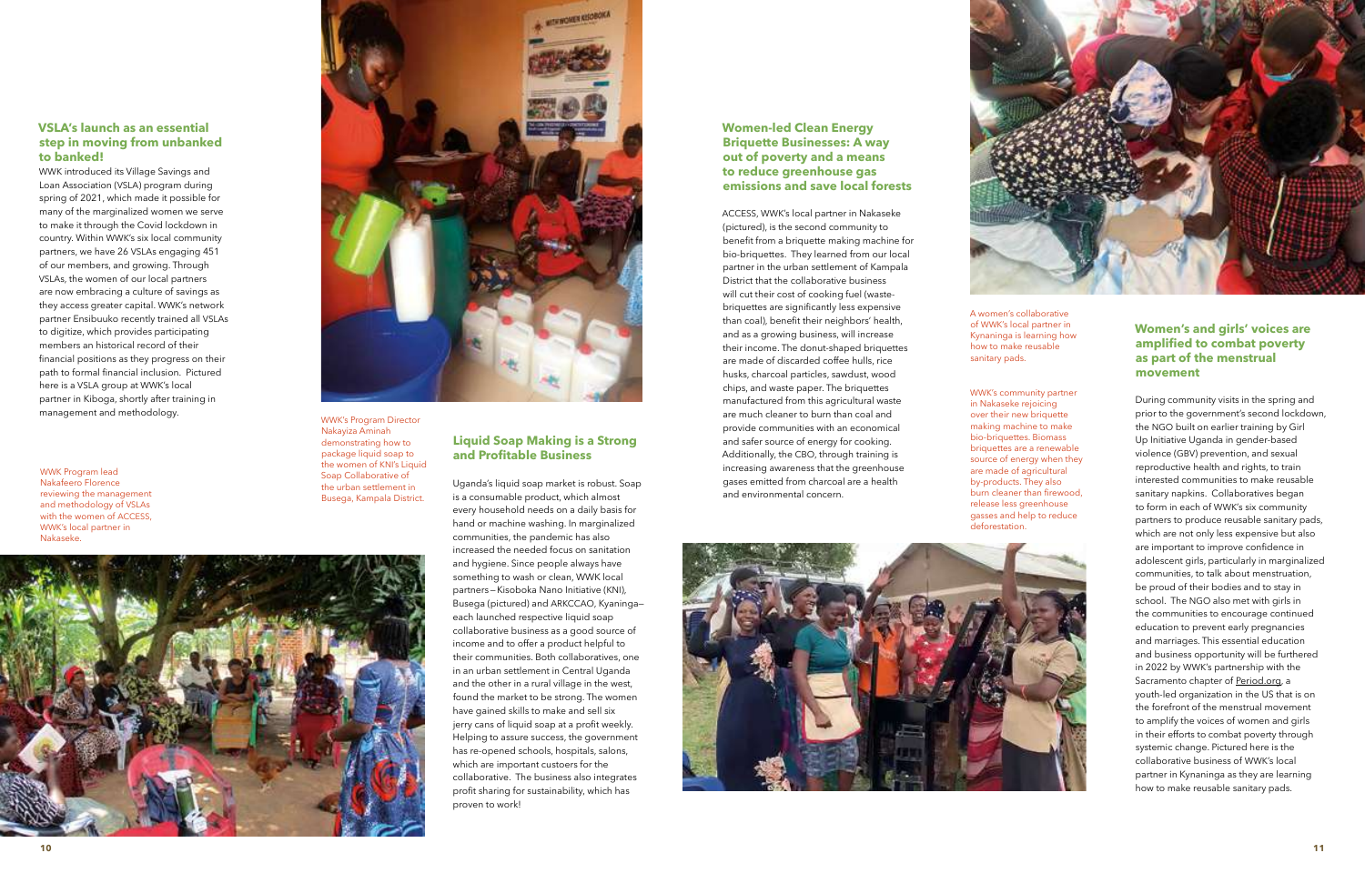## VSLA's launch as an essential step in moving from unbanked to banked!

WWK introduced its Village Savings and Loan Association (VSLA) program during spring of 2021, which made it possible for many of the marginalized women we serve to make it through the Covid lockdown in country. Within WWK's six local community partners, we have 26 VSLAs engaging 451 of our members, and growing. Through VSLAs, the women of our local partners are now embracing a culture of savings as they access greater capital. WWK's network partner Ensibuuko recently trained all VSLAs to digitize, which provides participating members an historical record of their financial positions as they progress on their path to formal financial inclusion. Pictured here is a VSLA group at WWK's local partner in Kiboga, shortly after training in management and methodology.

WWK Program lead Nakafeero Florence reviewing the management and methodology of VSLAs with the women of ACCESS, WWK's local partner in Nakaseke.

WWK's Program Director Nakayiza Aminah demonstrating how to package liquid soap to the women of KNI's Liquid Soap Collaborative of the urban settlement in Busega, Kampala District.

## Liquid Soap Making is a Strong and Profitable Business

Uganda's liquid soap market is robust. Soap is a consumable product, which almost every household needs on a daily basis for hand or machine washing. In marginalized communities, the pandemic has also increased the needed focus on sanitation and hygiene. Since people always have something to wash or clean, WWK local partners—Kisoboka Nano Initiative (KNI), Busega (pictured) and ARKCCAO, Kyaninga—each launched respective liquid soap collaborative business as a good source of income and to offer a product helpful to their communities. Both collaboratives, one in an urban settlement in Central Uganda and the other in a rural village in the west, found the market to be strong. The women have gained skills to make and sell six jerry cans of liquid soap at a profit weekly. Helping to assure success, the government has re-opened schools, hospitals, salons, which are important custoers for the collaborative. The business also integrates profit sharing for sustainability, which has proven to work!

## Women-led Clean Energy Briquette Businesses: A way out of poverty and a means to reduce greenhouse gas emissions and save local forests

ACCESS, WWK's local partner in Nakaseke (pictured), is the second community to benefit from a briquette making machine for bio-briquettes. They learned from our local partner in the urban settlement of Kampala District that the collaborative business will cut their cost of cooking fuel (waste-briquettes are significantly less expensive than coal), benefit their neighbors' health, and as a growing business, will increase their income. The donut-shaped briquettes are made of discarded coffee hulls, rice husks, charcoal particles, sawdust, wood chips, and waste paper. The briquettes manufactured from this agricultural waste are much cleaner to burn than coal and provide communities with an economical and safer source of energy for cooking. Additionally, the CBO, through training is increasing awareness that the greenhouse gases emitted from charcoal are a health and environmental concern.

A women's collaborative of WWK's local partner in Kyaninga is learning how how to make reusable sanitary pads.

WWK's community partner in Nakaseke rejoicing over their new briquette making machine to make bio-briquettes. Biomass briquettes are a renewable source of energy when they are made of agricultural by-products. They also burn cleaner than firewood, release less greenhouse gasses and help to reduce deforestation.

## Women's and girls' voices are amplified to combat poverty as part of the menstrual movement

During community visits in the spring and prior to the government's second lockdown, the NGO built on earlier training by Girl Up Initiative Uganda in gender-based violence (GBV) prevention, and sexual reproductive health and rights, to train interested communities to make reusable sanitary pads. Collaboratives began to form in each of WWK's six community partners to produce reusable sanitary pads, which are not only less expensive but also are important to improve confidence in adolescent girls, particularly in marginalized communities, to talk about menstruation, be proud of their bodies and to stay in school. The NGO also met with girls in the communities to encourage continued education to prevent early pregnancies and marriages. This essential education and business opportunity will be furthered in 2022 by WWK's partnership with the Sacramento chapter of Period.org, a youth-led organization in the US that is on the forefront of the menstrual movement to amplify the voices of women and girls in their efforts to combat poverty through systemic change. Pictured here is the collaborative business of WWK's local partner in Kynaninga as they are learning how to make reusable sanitary pads.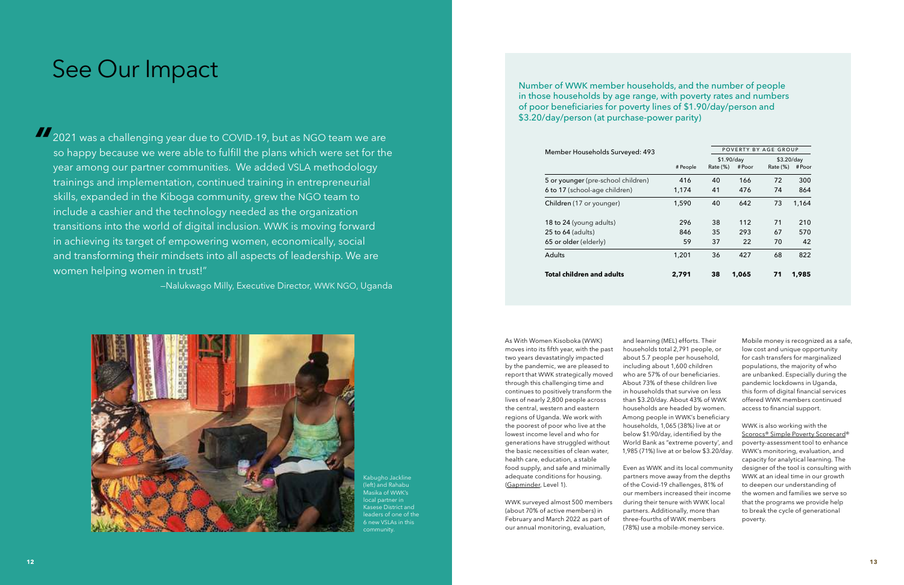# See Our Impact

"2021 was a challenging year due to COVID-19, but as NGO team we are so happy because we were able to fulfill the plans which were set for the year among our partner communities. We added VSLA methodology trainings and implementation, continued training in entrepreneurial skills, expanded in the Kiboga community, grew the NGO team to include a cashier and the technology needed as the organization transitions into the world of digital inclusion. WWK is moving forward in achieving its target of empowering women, economically, social and transforming their mindsets into all aspects of leadership. We are women helping women in trust!"

—Nalukwago Milly, Executive Director, WWK NGO, Uganda

Kabugho Jackline (left) and Rahabu Masika of WWK's local partner in Kasese District and leaders of one of the 6 new VSLAs in this community.

Number of WWK member households, and the number of people in those households by age range, with poverty rates and numbers of poor beneficiaries for poverty lines of $1.90/day/person and $3.20/day/person (at purchase-power parity)

| Member Households Surveyed: 493 | | POVERTY BY AGE GROUP | | | |
|---|---|---|---|---|---|
| | | $1.90/day | | $3.20/day | |
| | # People | Rate (%) | # Poor | Rate (%) | # Poor |
| 5 or younger (pre-school children) | 416 | 40 | 166 | 72 | 300 |
| 6 to 17 (school-age children) | 1,174 | 41 | 476 | 74 | 864 |
| Children (17 or younger) | 1,590 | 40 | 642 | 73 | 1,164 |
| 18 to 24 (young adults) | 296 | 38 | 112 | 71 | 210 |
| 25 to 64 (adults) | 846 | 35 | 293 | 67 | 570 |
| 65 or older (elderly) | 59 | 37 | 22 | 70 | 42 |
| Adults | 1,201 | 36 | 427 | 68 | 822 |
| **Total children and adults** | **2,791** | **38** | **1,065** | **71** | **1,985** |

As With Women Kisoboka (WWK) moves into its fifth year, with the past two years devastatingly impacted by the pandemic, we are pleased to report that WWK strategically moved through this challenging time and continues to positively transform the lives of nearly 2,800 people across the central, western and eastern regions of Uganda. We work with the poorest of poor who live at the lowest income level and who for generations have struggled without the basic necessities of clean water, health care, education, a stable food supply, and safe and minimally adequate conditions for housing. (Gapminder, Level 1).

WWK surveyed almost 500 members (about 70% of active members) in February and March 2022 as part of our annual monitoring, evaluation, and learning (MEL) efforts. Their households total 2,791 people, or about 5.7 people per household, including about 1,600 children who are 57% of our beneficiaries. About 73% of these children live in households that survive on less than $3.20/day. About 43% of WWK households are headed by women. Among people in WWK's beneficiary households, 1,065 (38%) live at or below $1.90/day, identified by the World Bank as "extreme poverty", and 1,985 (71%) live at or below $3.20/day.

Even as WWK and its local community partners move away from the depths of the Covid-19 challenges, 81% of our members increased their income during their tenure with WWK local partners. Additionally, more than three-fourths of WWK members (78%) use a mobile-money service.

Mobile money is recognized as a safe, low cost and unique opportunity for cash transfers for marginalized populations, the majority of who are unbanked. Especially during the pandemic lockdowns in Uganda, this form of digital financial services offered WWK members continued access to financial support.

WWK is also working with the Scorocs® Simple Poverty Scorecard® poverty-assessment tool to enhance WWK's monitoring, evaluation, and capacity for analytical learning. The designer of the tool is consulting with WWK at an ideal time in our growth to deepen our understanding of the women and families we serve so that the programs we provide help to break the cycle of generational poverty.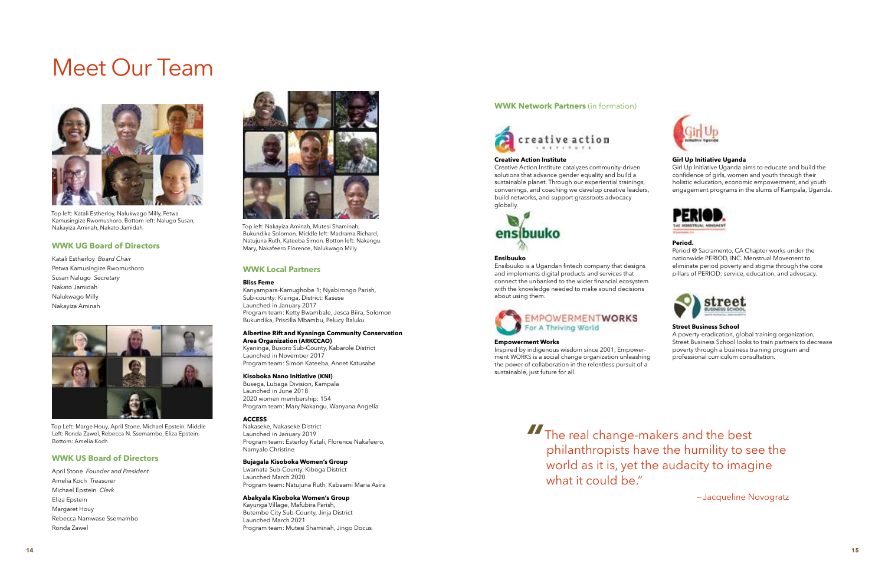# Meet Our Team

Top left: Katali Estherloy, Nalukwago Milly, Petwa Kamusingize Rwomushoro. Bottom left: Nalugo Susan, Nakayiza Aminah, Nakato Jamidah

## WWK UG Board of Directors

Katali Estherloy *Board Chair*
Petwa Kamusingize Rwomushoro
Susan Nalugo *Secretary*
Nakato Jamidah
Nalukwago Milly
Nakayiza Aminah

Top Left: Marge Houy, April Stone, Michael Epstein. Middle Left: Ronda Zawel, Rebecca N. Ssemambo, Eliza Epstein. Bottom: Amelia Koch

## WWK US Board of Directors

April Stone *Founder and President*
Amelia Koch *Treasurer*
Michael Epstein *Clerk*
Eliza Epstein
Margaret Houy
Rebecca Namwase Ssemambo
Ronda Zawel

Top left: Nakayiza Aminah, Mutesi Shaminah, Bukundika Solomon. Middle left: Madrama Richard, Natujuna Ruth, Kateeba Simon. Botton left: Nakangu Mary, Nakafeero Florence, Nalukwago Milly

## WWK Local Partners

**Bliss Feme**
Kanyampara-Kamughobe 1; Nyabirongo Parish, Sub-county: Kisinga, District: Kasese
Launched in January 2017
Program team: Ketty Bwambale, Jesca Biira, Solomon Bukundika, Priscilla Mbambu, Pelucy Baluku

**Albertine Rift and Kyaninga Community Conservation Area Organization (ARKCCAO)**
Kyaninga, Busoro Sub-County, Kabarole District
Launched in November 2017
Program team: Simon Kateeba, Annet Katusabe

**Kisoboka Nano Initiative (KNI)**
Busega, Lubaga Division, Kampala
Launched in June 2018
2020 women membership: 154
Program team: Mary Nakangu, Wanyana Angella

**ACCESS**
Nakaseke, Nakaseke District
Launched in January 2019
Program team: Esterloy Katali, Florence Nakafeero, Namyalo Christine

**Bujagala Kisoboka Women's Group**
Lwamata Sub-County, Kiboga District
Launched March 2020
Program team: Natujuna Ruth, Kabaami Maria Asira

**Abakyala Kisoboka Women's Group**
Kayunga Village, Mafubira Parish, Butembe City Sub-County, Jinja District
Launched March 2021
Program team: Mutesi Shaminah, Jingo Docus

## WWK Network Partners (in formation)

**Creative Action Institute**
Creative Action Institute catalyzes community-driven solutions that advance gender equality and build a sustainable planet. Through our experiential trainings, convenings, and coaching we develop creative leaders, build networks, and support grassroots advocacy globally.

**Ensibuuko**
Ensibuuko is a Ugandan fintech company that designs and implements digital products and services that connect the unbanked to the wider financial ecosystem with the knowledge needed to make sound decisions about using them.

**Empowerment Works**
Inspired by indigenous wisdom since 2001, Empowerment WORKS is a social change organization unleashing the power of collaboration in the relentless pursuit of a sustainable, just future for all.

**Girl Up Initiative Uganda**
Girl Up Initiative Uganda aims to educate and build the confidence of girls, women and youth through their holistic education, economic empowerment, and youth engagement programs in the slums of Kampala, Uganda.

**Period.**
Period @ Sacramento, CA Chapter works under the nationwide PERIOD, INC. Menstrual Movement to eliminate period poverty and stigma through the core pillars of PERIOD: service, education, and advocacy.

**Street Business School**
A poverty-eradication, global training organization, Street Business School looks to train partners to decrease poverty through a business training program and professional curriculum consultation.

> "The real change-makers and the best philanthropists have the humility to see the world as it is, yet the audacity to imagine what it could be."
>
> —Jacqueline Novogratz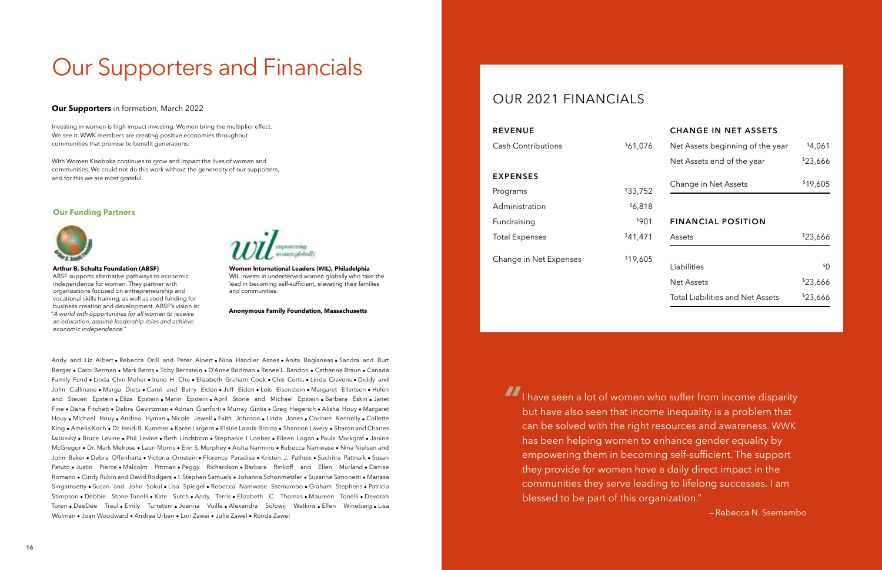# Our Supporters and Financials

**Our Supporters** in formation, March 2022

Investing in women is high impact investing. Women bring the multiplier effect. We see it. WWK members are creating positive economies throughout communities that promise to benefit generations.

With Women Kisoboka continues to grow and impact the lives of women and communities. We could not do this work without the generosity of our supporters, and for this we are most grateful.

### Our Funding Partners

**Arthur B. Schultz Foundation (ABSF)**
ABSF supports alternative pathways to economic independence for women. They partner with organizations focused on entrepreneurship and vocational skills training, as well as seed funding for business creation and development. ABSF's vision is: "*A world with opportunities for all women to receive an education, assume leadership roles and achieve economic independence.*"

**Women International Leaders (WIL), Philadelphia**
WIL invests in underserved women globally who take the lead in becoming self-sufficient, elevating their families and communities.

**Anonymous Family Foundation, Massachusetts**

Andy and Liz Albert • Rebecca Drill and Peter Alpert • Nina Handler Asnes • Anita Baglaneas • Sandra and Burt Berger • Carol Berman • Mark Berns • Toby Bernstein • D'Anne Bodman • Renee L. Bandon • Catherine Braun • Canada Family Fund • Linda Chin-Meher • Irene H. Chu • Elizabeth Graham Cook • Chis Curtis • Linda Cravens • Diddy and John Cullinane • Marga Dieta • Carol and Barry Eiden • Jeff Eiden • Lois Eisenstein • Margaret Ellertsen • Helen and Steven Epstein • Eliza Epstein • Marin Epstein • April Stone and Michael Epstein • Barbara Eskin • Janet Fine • Dana Fitchett • Debra Gevirtzman • Adrian Gianforti • Murray Gintis • Greg Hegerich • Alisha Houy • Margaret Houy • Michael Houy • Andrea Hyman • Nicole Jewell • Faith Johnson • Linda Jones • Corinne Kennelly • Collette King • Amelia Koch • Dr. Heidi B. Kummer • Karen Largent • Elaine Lasnik-Broida • Shannon Lavery • Sharon and Charles Letovsky • Bruce Levine • Phil Levine • Beth Lindstrom • Stephanie I Loeber • Eileen Logan • Paula Markgraf • Janine McGregor • Dr. Mark Melrose • Lauri Morris • Erin S. Murphey • Aisha Narmiiro • Rebecca Namwase • Nina Nielsen and John Baker • Debra Offenhartz • Victoria Ornstein • Florence Paradise • Kristen J. Pathuis • Suchitra Pattnaik • Susan Patuto • Justin Pierce • Malcolm Pittman • Peggy Richardson • Barbara Rinkoff and Ellen Murland • Denise Romano • Cindy Rubin and David Rodgers • I. Stephen Samuels • Johanna Schonmetzler • Suzanne Simonetti • Manasa Singamsetty • Susan and John Sokul • Lisa Spiegel • Rebecca Namwase Ssemambo • Graham Stephens • Patricia Stimpson • Debbie Stone-Tonelli • Kate Sutch • Andy Terris • Elizabeth C. Thomas • Maureen Tonelli • Devorah Toren • DeeDee Traul • Emily Turrettini • Joanna Vuille • Alexandra Solowij Watkins • Ellen Wineberg • Lisa Wolman • Joan Woodward • Andrea Urban • Lori Zawei • Julie Zawel • Ronda Zawel

## OUR 2021 FINANCIALS

| REVENUE | |
|---|---|
| Cash Contributions | $61,076 |

| EXPENSES | |
|---|---|
| Programs | $33,752 |
| Administration | $6,818 |
| Fundraising | $901 |
| Total Expenses | $41,471 |
| Change in Net Expenses | $19,605 |

| CHANGE IN NET ASSETS | |
|---|---|
| Net Assets beginning of the year | $4,061 |
| Net Assets end of the year | $23,666 |
| Change in Net Assets | $19,605 |

| FINANCIAL POSITION | |
|---|---|
| Assets | $23,666 |
| Liabilities | $0 |
| Net Assets | $23,666 |
| Total Liabilities and Net Assets | $23,666 |

"I have seen a lot of women who suffer from income disparity but have also seen that income inequality is a problem that can be solved with the right resources and awareness. WWK has been helping women to enhance gender equality by empowering them in becoming self-sufficient. The support they provide for women have a daily direct impact in the communities they serve leading to lifelong successes. I am blessed to be part of this organization."

—Rebecca N. Ssemambo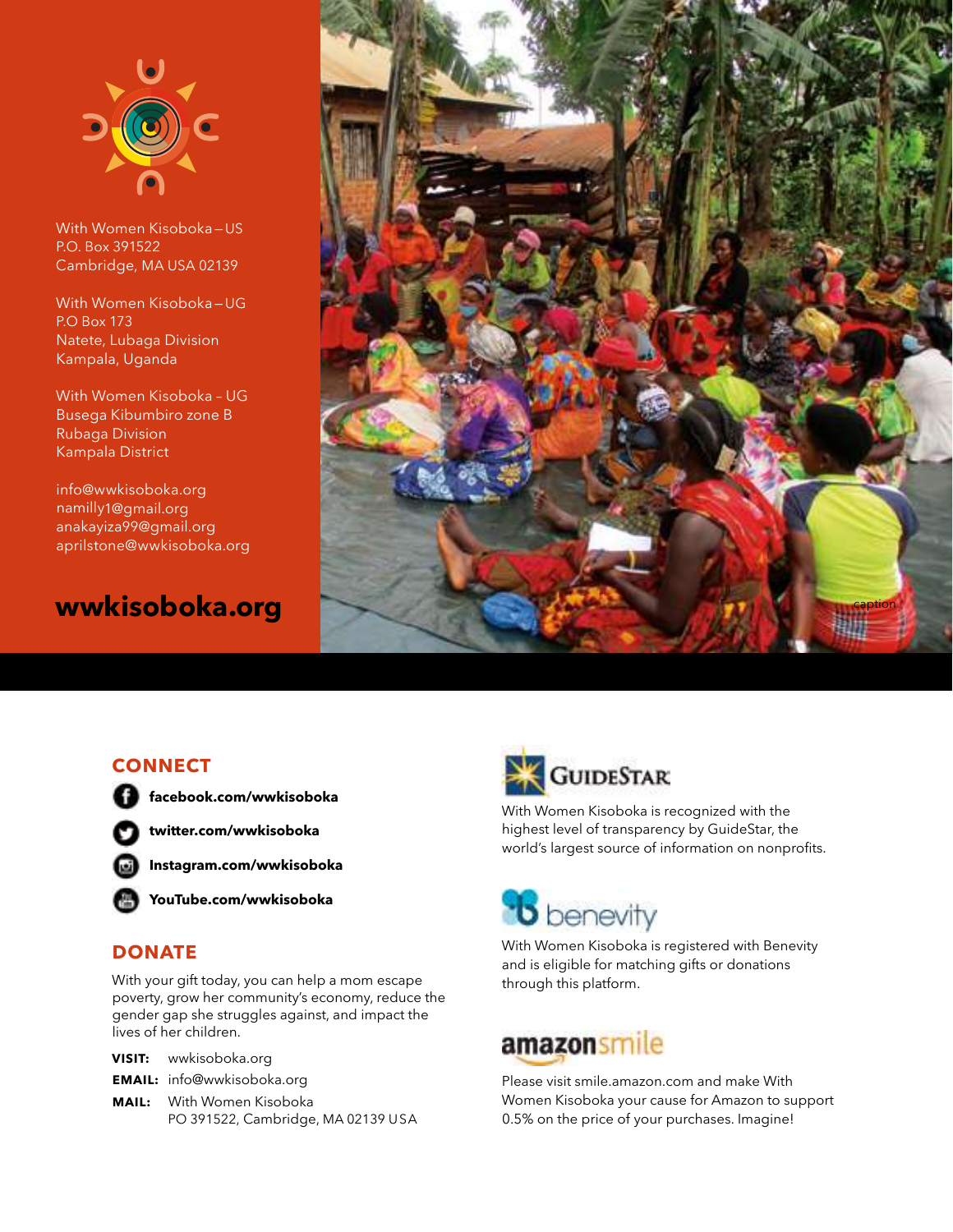With Women Kisoboka – US
P.O. Box 391522
Cambridge, MA USA 02139

With Women Kisoboka – UG
P.O Box 173
Natete, Lubaga Division
Kampala, Uganda

With Women Kisoboka – UG
Busega Kibumbiro zone B
Rubaga Division
Kampala District

info@wwkisoboka.org
namilly1@gmail.org
anakayiza99@gmail.org
aprilstone@wwkisoboka.org

**wwkisoboka.org**

caption

## CONNECT

**facebook.com/wwkisoboka**

**twitter.com/wwkisoboka**

**Instagram.com/wwkisoboka**

**YouTube.com/wwkisoboka**

## DONATE

With your gift today, you can help a mom escape poverty, grow her community's economy, reduce the gender gap she struggles against, and impact the lives of her children.

**VISIT:** wwkisoboka.org
**EMAIL:** info@wwkisoboka.org
**MAIL:** With Women Kisoboka
PO 391522, Cambridge, MA 02139 USA

GUIDESTAR

With Women Kisoboka is recognized with the highest level of transparency by GuideStar, the world's largest source of information on nonprofits.

benevity

With Women Kisoboka is registered with Benevity and is eligible for matching gifts or donations through this platform.

amazonsmile

Please visit smile.amazon.com and make With Women Kisoboka your cause for Amazon to support 0.5% on the price of your purchases. Imagine!